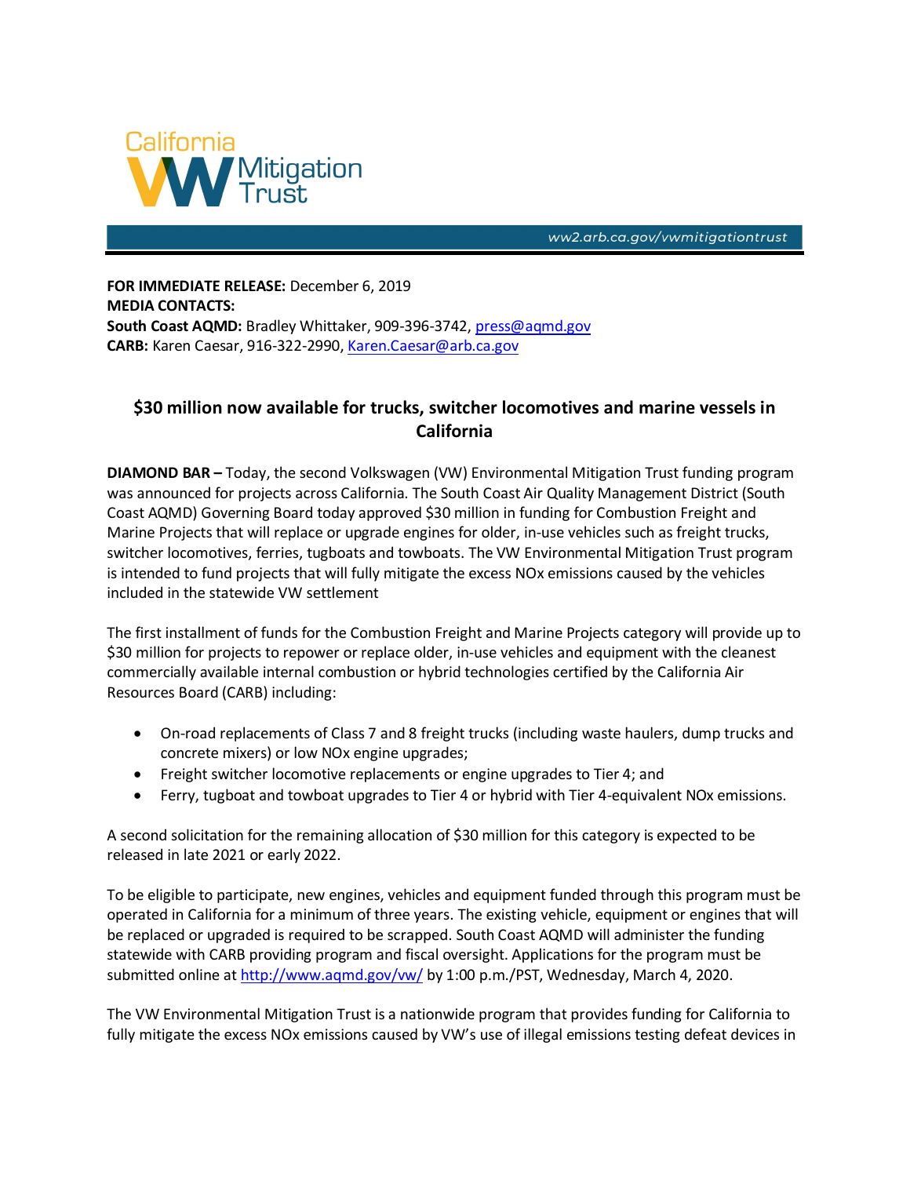California VW Mitigation Trust

ww2.arb.ca.gov/vwmitigationtrust

**FOR IMMEDIATE RELEASE:** December 6, 2019
**MEDIA CONTACTS:**
**South Coast AQMD:** Bradley Whittaker, 909-396-3742, press@aqmd.gov
**CARB:** Karen Caesar, 916-322-2990, Karen.Caesar@arb.ca.gov

## $30 million now available for trucks, switcher locomotives and marine vessels in California

**DIAMOND BAR –** Today, the second Volkswagen (VW) Environmental Mitigation Trust funding program was announced for projects across California. The South Coast Air Quality Management District (South Coast AQMD) Governing Board today approved $30 million in funding for Combustion Freight and Marine Projects that will replace or upgrade engines for older, in-use vehicles such as freight trucks, switcher locomotives, ferries, tugboats and towboats. The VW Environmental Mitigation Trust program is intended to fund projects that will fully mitigate the excess NOx emissions caused by the vehicles included in the statewide VW settlement

The first installment of funds for the Combustion Freight and Marine Projects category will provide up to $30 million for projects to repower or replace older, in-use vehicles and equipment with the cleanest commercially available internal combustion or hybrid technologies certified by the California Air Resources Board (CARB) including:

- On-road replacements of Class 7 and 8 freight trucks (including waste haulers, dump trucks and concrete mixers) or low NOx engine upgrades;
- Freight switcher locomotive replacements or engine upgrades to Tier 4; and
- Ferry, tugboat and towboat upgrades to Tier 4 or hybrid with Tier 4-equivalent NOx emissions.

A second solicitation for the remaining allocation of $30 million for this category is expected to be released in late 2021 or early 2022.

To be eligible to participate, new engines, vehicles and equipment funded through this program must be operated in California for a minimum of three years. The existing vehicle, equipment or engines that will be replaced or upgraded is required to be scrapped. South Coast AQMD will administer the funding statewide with CARB providing program and fiscal oversight. Applications for the program must be submitted online at http://www.aqmd.gov/vw/ by 1:00 p.m./PST, Wednesday, March 4, 2020.

The VW Environmental Mitigation Trust is a nationwide program that provides funding for California to fully mitigate the excess NOx emissions caused by VW's use of illegal emissions testing defeat devices in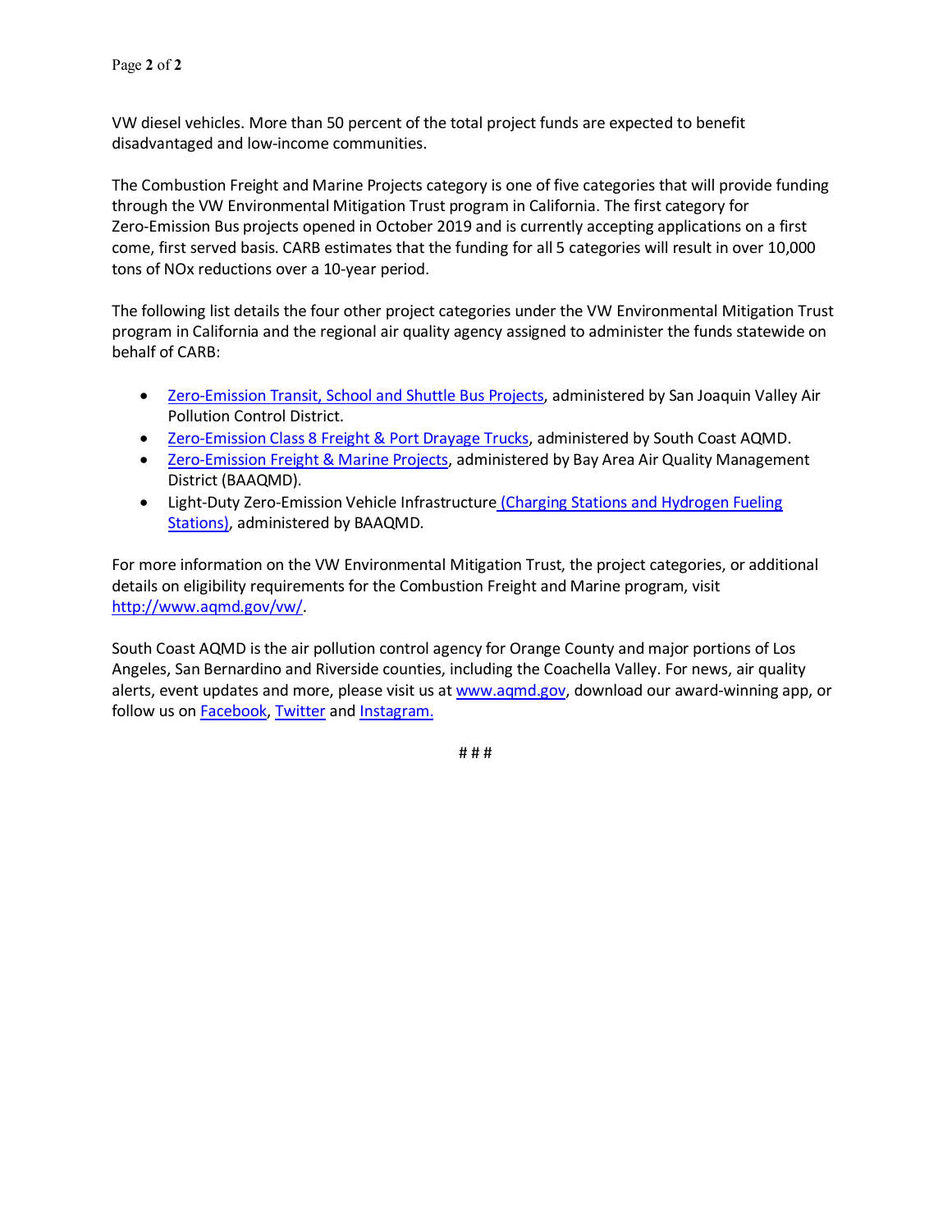VW diesel vehicles. More than 50 percent of the total project funds are expected to benefit disadvantaged and low-income communities.

The Combustion Freight and Marine Projects category is one of five categories that will provide funding through the VW Environmental Mitigation Trust program in California. The first category for Zero-Emission Bus projects opened in October 2019 and is currently accepting applications on a first come, first served basis. CARB estimates that the funding for all 5 categories will result in over 10,000 tons of NOx reductions over a 10-year period.

The following list details the four other project categories under the VW Environmental Mitigation Trust program in California and the regional air quality agency assigned to administer the funds statewide on behalf of CARB:

- Zero-Emission Transit, School and Shuttle Bus Projects, administered by San Joaquin Valley Air Pollution Control District.
- Zero-Emission Class 8 Freight & Port Drayage Trucks, administered by South Coast AQMD.
- Zero-Emission Freight & Marine Projects, administered by Bay Area Air Quality Management District (BAAQMD).
- Light-Duty Zero-Emission Vehicle Infrastructure (Charging Stations and Hydrogen Fueling Stations), administered by BAAQMD.

For more information on the VW Environmental Mitigation Trust, the project categories, or additional details on eligibility requirements for the Combustion Freight and Marine program, visit http://www.aqmd.gov/vw/.

South Coast AQMD is the air pollution control agency for Orange County and major portions of Los Angeles, San Bernardino and Riverside counties, including the Coachella Valley. For news, air quality alerts, event updates and more, please visit us at www.aqmd.gov, download our award-winning app, or follow us on Facebook, Twitter and Instagram.

# # #